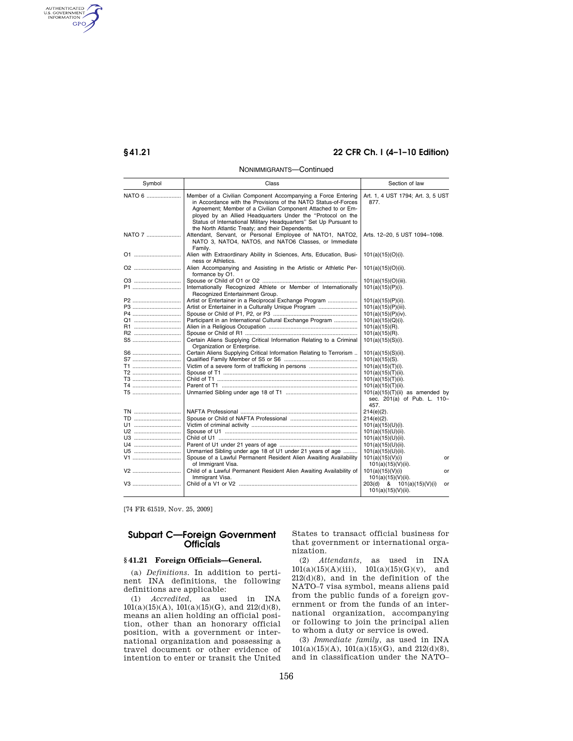NONIMMIGRANTS—Continued

| Symbol | Class | Section of law |
| --- | --- | --- |
| NATO 6 | Member of a Civilian Component Accompanying a Force Entering in Accordance with the Provisions of the NATO Status-of-Forces Agreement; Member of a Civilian Component Attached to or Employed by an Allied Headquarters Under the "Protocol on the Status of International Military Headquarters" Set Up Pursuant to the North Atlantic Treaty; and their Dependents. | Art. 1, 4 UST 1794; Art. 3, 5 UST 877. |
| NATO 7 | Attendant, Servant, or Personal Employee of NATO1, NATO2, NATO 3, NATO4, NATO5, and NATO6 Classes, or Immediate Family. | Arts. 12–20, 5 UST 1094–1098. |
| O1 | Alien with Extraordinary Ability in Sciences, Arts, Education, Business or Athletics. | 101(a)(15)(O)(i). |
| O2 | Alien Accompanying and Assisting in the Artistic or Athletic Performance by O1. | 101(a)(15)(O)(ii). |
| O3 | Spouse or Child of O1 or O2 | 101(a)(15)(O)(iii). |
| P1 | Internationally Recognized Athlete or Member of Internationally Recognized Entertainment Group. | 101(a)(15)(P)(i). |
| P2 | Artist or Entertainer in a Reciprocal Exchange Program | 101(a)(15)(P)(ii). |
| P3 | Artist or Entertainer in a Culturally Unique Program | 101(a)(15)(P)(iii). |
| P4 | Spouse or Child of P1, P2, or P3 | 101(a)(15)(P)(iv). |
| Q1 | Participant in an International Cultural Exchange Program | 101(a)(15)(Q)(i). |
| R1 | Alien in a Religious Occupation | 101(a)(15)(R). |
| R2 | Spouse or Child of R1 | 101(a)(15)(R). |
| S5 | Certain Aliens Supplying Critical Information Relating to a Criminal Organization or Enterprise. | 101(a)(15)(S)(i). |
| S6 | Certain Aliens Supplying Critical Information Relating to Terrorism | 101(a)(15)(S)(ii). |
| S7 | Qualified Family Member of S5 or S6 | 101(a)(15)(S). |
| T1 | Victim of a severe form of trafficking in persons | 101(a)(15)(T)(i). |
| T2 | Spouse of T1 | 101(a)(15)(T)(ii). |
| T3 | Child of T1 | 101(a)(15)(T)(ii). |
| T4 | Parent of T1 | 101(a)(15)(T)(ii). |
| T5 | Unmarried Sibling under age 18 of T1 | 101(a)(15)(T)(ii) as amended by sec. 201(a) of Pub. L. 110–457. |
| TN | NAFTA Professional | 214(e)(2). |
| TD | Spouse or Child of NAFTA Professional | 214(e)(2). |
| U1 | Victim of criminal activity | 101(a)(15)(U)(i). |
| U2 | Spouse of U1 | 101(a)(15)(U)(ii). |
| U3 | Child of U1 | 101(a)(15)(U)(ii). |
| U4 | Parent of U1 under 21 years of age | 101(a)(15)(U)(ii). |
| U5 | Unmarried Sibling under age 18 of U1 under 21 years of age | 101(a)(15)(U)(ii). |
| V1 | Spouse of a Lawful Permanent Resident Alien Awaiting Availability of Immigrant Visa. | 101(a)(15)(V)(i) or 101(a)(15)(V)(ii). |
| V2 | Child of a Lawful Permanent Resident Alien Awaiting Availability of Immigrant Visa. | 101(a)(15)(V)(i) or 101(a)(15)(V)(ii). |
| V3 | Child of a V1 or V2 | 203(d) & 101(a)(15)(V)(i) or 101(a)(15)(V)(ii). |

[74 FR 61519, Nov. 25, 2009]

## Subpart C—Foreign Government Officials

### §41.21 Foreign Officials—General.

(a) *Definitions.* In addition to pertinent INA definitions, the following definitions are applicable:

(1) *Accredited,* as used in INA 101(a)(15)(A), 101(a)(15)(G), and 212(d)(8), means an alien holding an official position, other than an honorary official position, with a government or international organization and possessing a travel document or other evidence of intention to enter or transit the United States to transact official business for that government or international organization.

(2) *Attendants,* as used in INA 101(a)(15)(A)(iii), 101(a)(15)(G)(v), and 212(d)(8), and in the definition of the NATO–7 visa symbol, means aliens paid from the public funds of a foreign government or from the funds of an international organization, accompanying or following to join the principal alien to whom a duty or service is owed.

(3) *Immediate family,* as used in INA 101(a)(15)(A), 101(a)(15)(G), and 212(d)(8), and in classification under the NATO–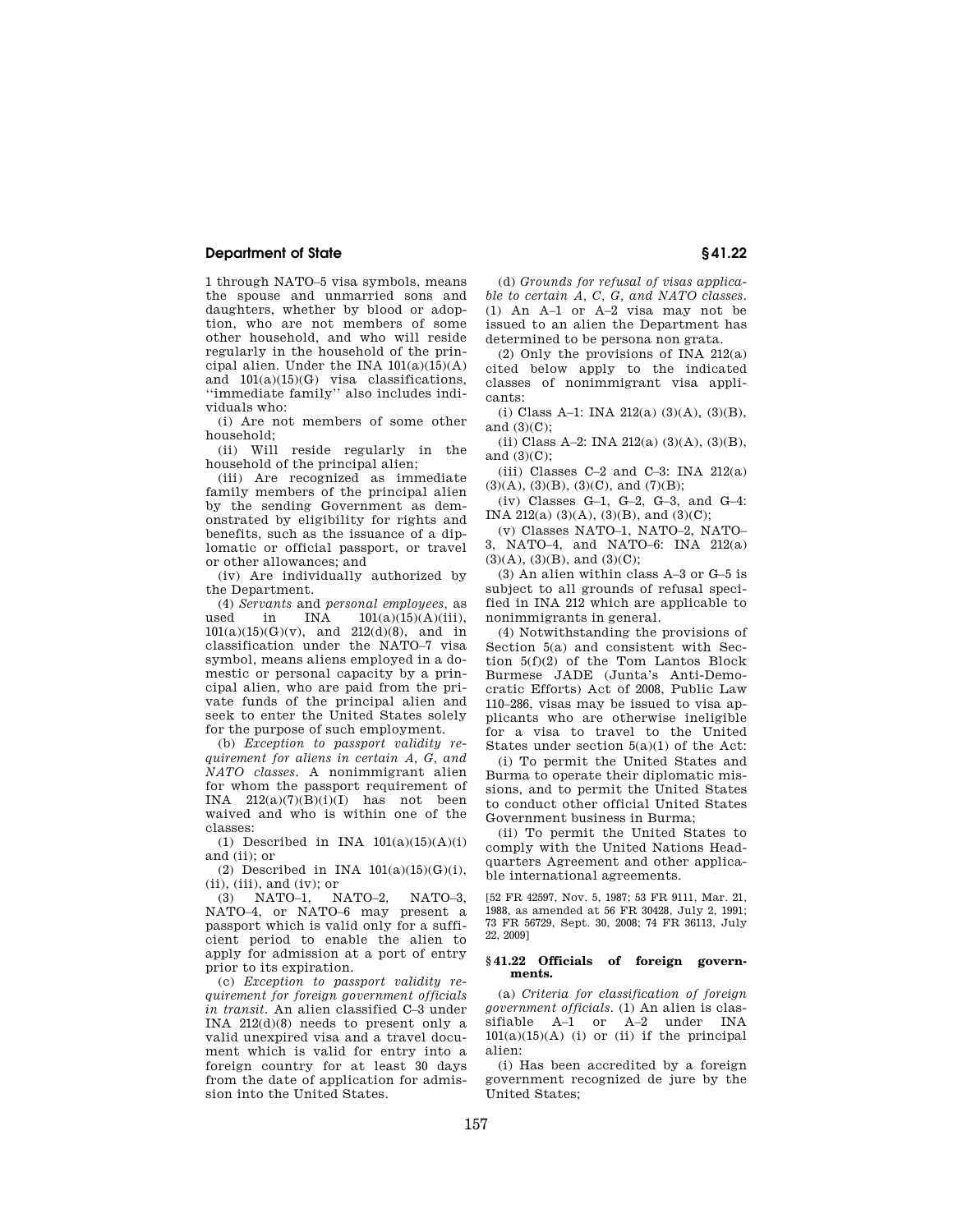1 through NATO–5 visa symbols, means the spouse and unmarried sons and daughters, whether by blood or adoption, who are not members of some other household, and who will reside regularly in the household of the principal alien. Under the INA 101(a)(15)(A) and 101(a)(15)(G) visa classifications, ''immediate family'' also includes individuals who:

(i) Are not members of some other household;

(ii) Will reside regularly in the household of the principal alien;

(iii) Are recognized as immediate family members of the principal alien by the sending Government as demonstrated by eligibility for rights and benefits, such as the issuance of a diplomatic or official passport, or travel or other allowances; and

(iv) Are individually authorized by the Department.

(4) *Servants* and *personal employees*, as used in INA 101(a)(15)(A)(iii), 101(a)(15)(G)(v), and 212(d)(8), and in classification under the NATO–7 visa symbol, means aliens employed in a domestic or personal capacity by a principal alien, who are paid from the private funds of the principal alien and seek to enter the United States solely for the purpose of such employment.

(b) *Exception to passport validity requirement for aliens in certain A, G, and NATO classes.* A nonimmigrant alien for whom the passport requirement of INA 212(a)(7)(B)(i)(I) has not been waived and who is within one of the classes:

(1) Described in INA 101(a)(15)(A)(i) and (ii); or

(2) Described in INA 101(a)(15)(G)(i), (ii), (iii), and (iv); or

(3) NATO–1, NATO–2, NATO–3, NATO–4, or NATO–6 may present a passport which is valid only for a sufficient period to enable the alien to apply for admission at a port of entry prior to its expiration.

(c) *Exception to passport validity requirement for foreign government officials in transit.* An alien classified C–3 under INA 212(d)(8) needs to present only a valid unexpired visa and a travel document which is valid for entry into a foreign country for at least 30 days from the date of application for admission into the United States.

(d) *Grounds for refusal of visas applicable to certain A, C, G, and NATO classes.* (1) An A–1 or A–2 visa may not be issued to an alien the Department has determined to be persona non grata.

(2) Only the provisions of INA 212(a) cited below apply to the indicated classes of nonimmigrant visa applicants:

(i) Class A–1: INA 212(a) (3)(A), (3)(B), and (3)(C);

(ii) Class A–2: INA 212(a) (3)(A), (3)(B), and (3)(C);

(iii) Classes C–2 and C–3: INA 212(a) (3)(A), (3)(B), (3)(C), and (7)(B);

(iv) Classes G–1, G–2, G–3, and G–4: INA 212(a) (3)(A), (3)(B), and (3)(C);

(v) Classes NATO–1, NATO–2, NATO–3, NATO–4, and NATO–6: INA 212(a) (3)(A), (3)(B), and (3)(C);

(3) An alien within class A–3 or G–5 is subject to all grounds of refusal specified in INA 212 which are applicable to nonimmigrants in general.

(4) Notwithstanding the provisions of Section 5(a) and consistent with Section 5(f)(2) of the Tom Lantos Block Burmese JADE (Junta's Anti-Democratic Efforts) Act of 2008, Public Law 110–286, visas may be issued to visa applicants who are otherwise ineligible for a visa to travel to the United States under section 5(a)(1) of the Act:

(i) To permit the United States and Burma to operate their diplomatic missions, and to permit the United States to conduct other official United States Government business in Burma;

(ii) To permit the United States to comply with the United Nations Headquarters Agreement and other applicable international agreements.

[52 FR 42597, Nov. 5, 1987; 53 FR 9111, Mar. 21, 1988, as amended at 56 FR 30428, July 2, 1991; 73 FR 56729, Sept. 30, 2008; 74 FR 36113, July 22, 2009]

### § 41.22 Officials of foreign governments.

(a) *Criteria for classification of foreign government officials.* (1) An alien is classifiable A–1 or A–2 under INA 101(a)(15)(A) (i) or (ii) if the principal alien:

(i) Has been accredited by a foreign government recognized de jure by the United States;